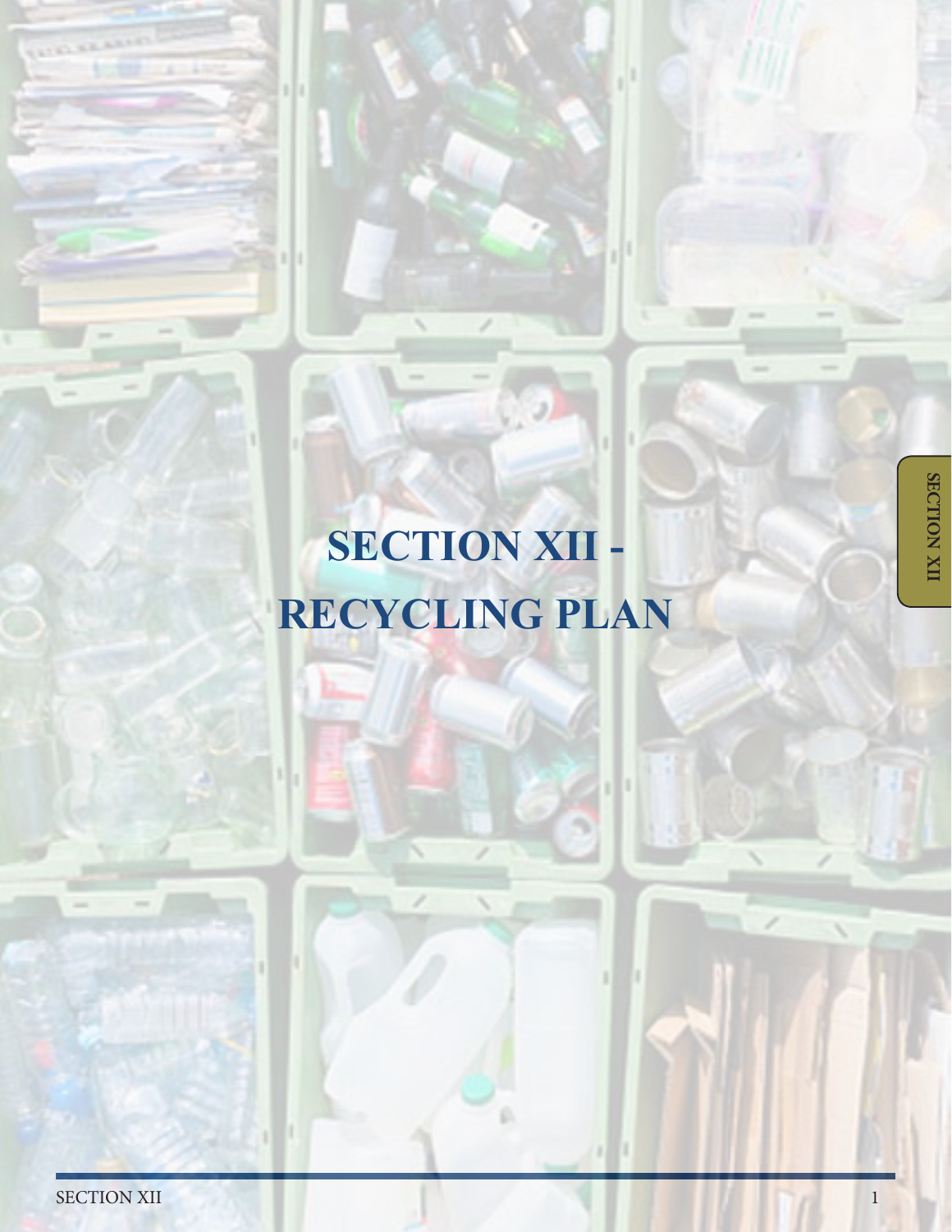# SECTION XII - RECYCLING PLAN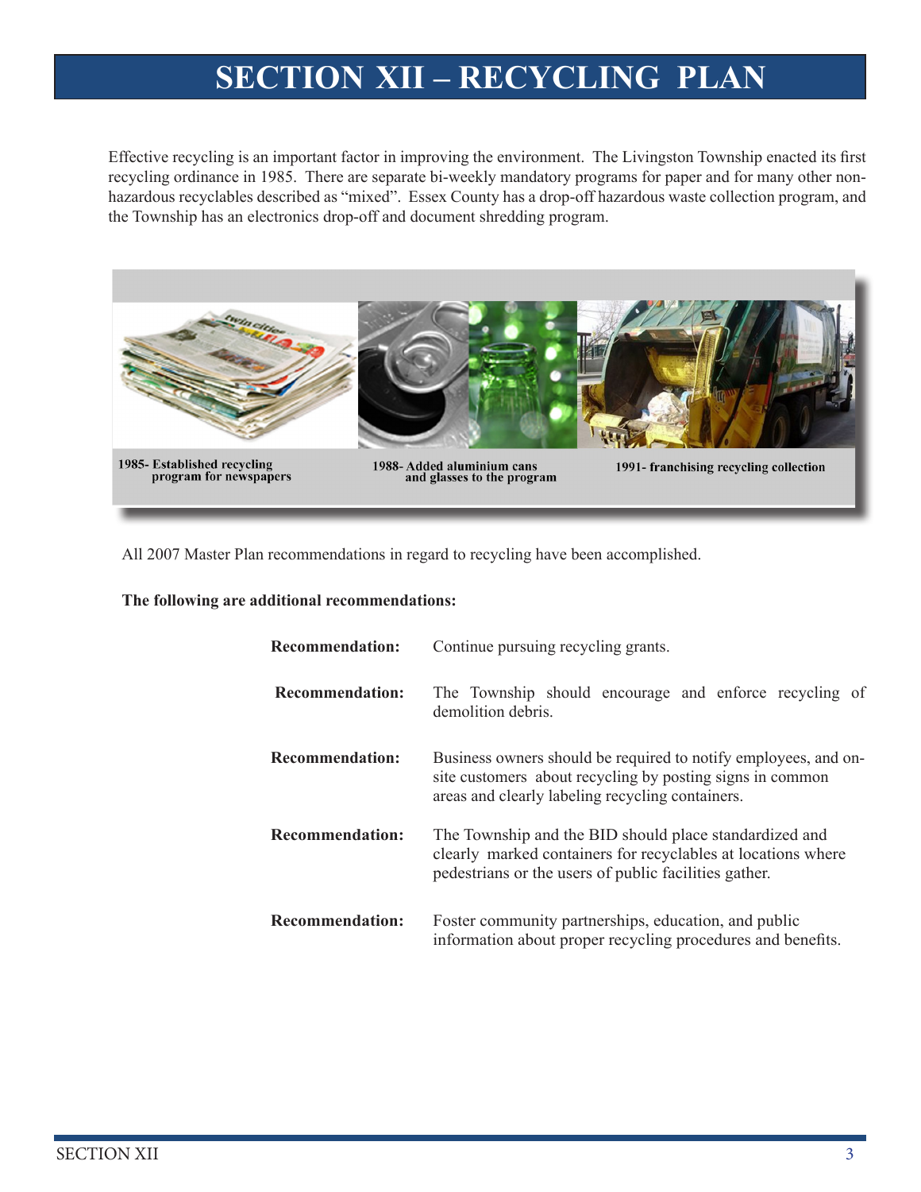# SECTION XII – RECYCLING PLAN

Effective recycling is an important factor in improving the environment. The Livingston Township enacted its first recycling ordinance in 1985. There are separate bi-weekly mandatory programs for paper and for many other non-hazardous recyclables described as "mixed". Essex County has a drop-off hazardous waste collection program, and the Township has an electronics drop-off and document shredding program.

1985- Established recycling program for newspapers

1988- Added aluminium cans and glasses to the program

1991- franchising recycling collection

All 2007 Master Plan recommendations in regard to recycling have been accomplished.

**The following are additional recommendations:**

**Recommendation:** Continue pursuing recycling grants.

**Recommendation:** The Township should encourage and enforce recycling of demolition debris.

**Recommendation:** Business owners should be required to notify employees, and on-site customers about recycling by posting signs in common areas and clearly labeling recycling containers.

**Recommendation:** The Township and the BID should place standardized and clearly marked containers for recyclables at locations where pedestrians or the users of public facilities gather.

**Recommendation:** Foster community partnerships, education, and public information about proper recycling procedures and benefits.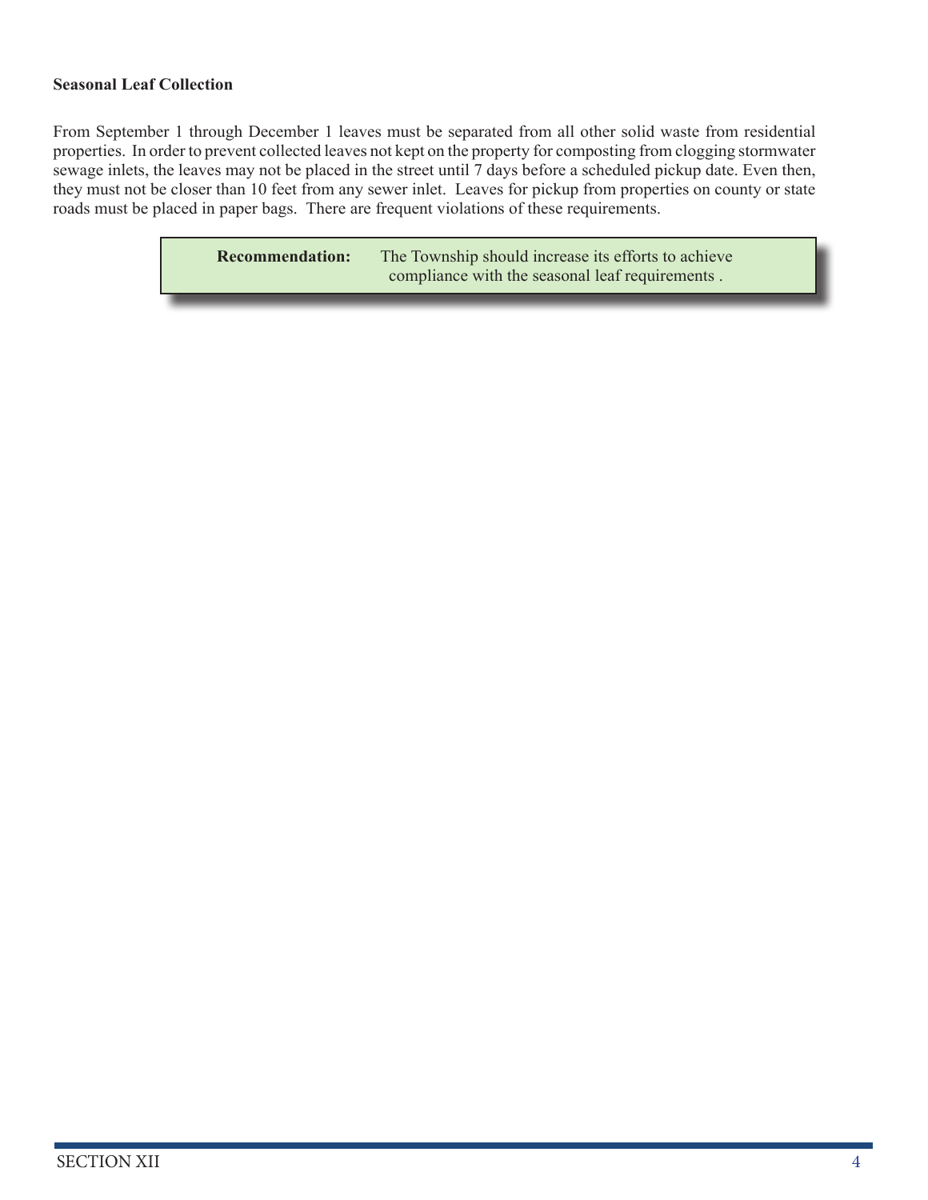**Seasonal Leaf Collection**

From September 1 through December 1 leaves must be separated from all other solid waste from residential properties. In order to prevent collected leaves not kept on the property for composting from clogging stormwater sewage inlets, the leaves may not be placed in the street until 7 days before a scheduled pickup date. Even then, they must not be closer than 10 feet from any sewer inlet. Leaves for pickup from properties on county or state roads must be placed in paper bags. There are frequent violations of these requirements.

> **Recommendation:** The Township should increase its efforts to achieve compliance with the seasonal leaf requirements .